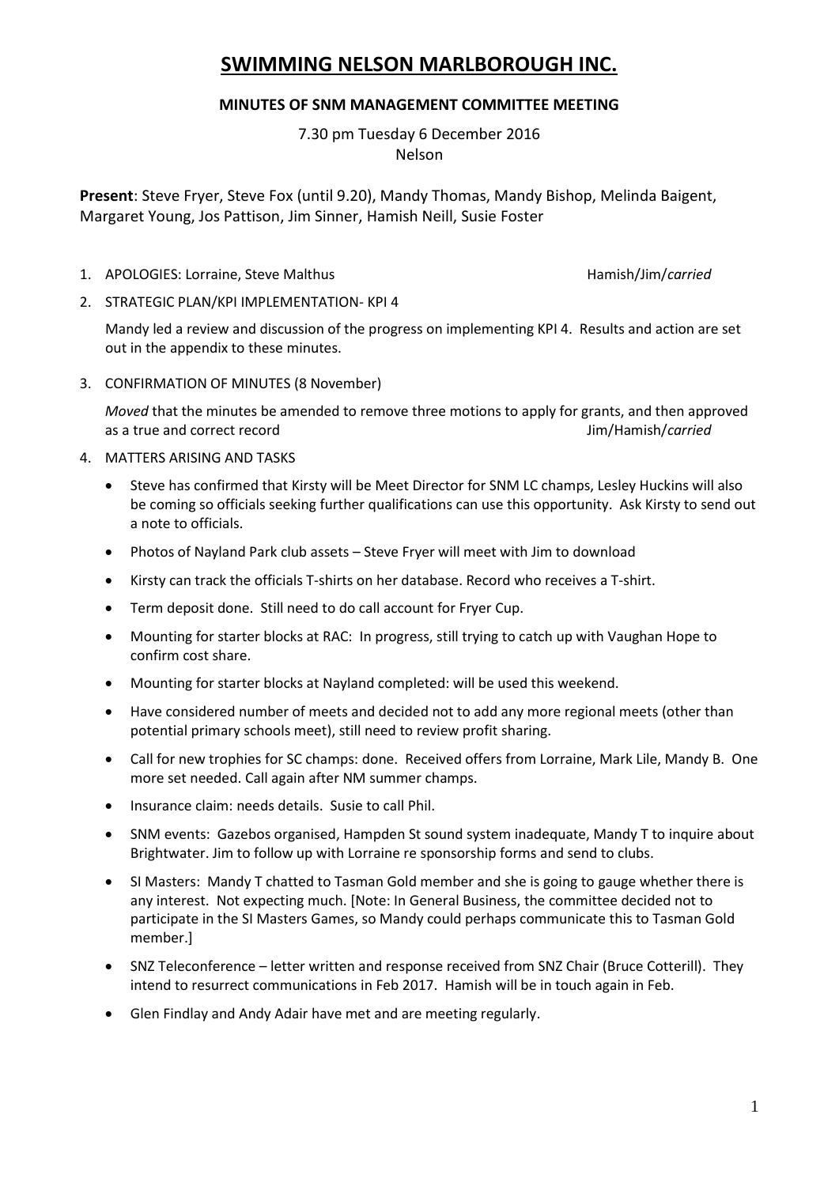# SWIMMING NELSON MARLBOROUGH INC.

**MINUTES OF SNM MANAGEMENT COMMITTEE MEETING**

7.30 pm Tuesday 6 December 2016
Nelson

**Present**: Steve Fryer, Steve Fox (until 9.20), Mandy Thomas, Mandy Bishop, Melinda Baigent, Margaret Young, Jos Pattison, Jim Sinner, Hamish Neill, Susie Foster

1. APOLOGIES: Lorraine, Steve Malthus Hamish/Jim/*carried*

2. STRATEGIC PLAN/KPI IMPLEMENTATION- KPI 4

   Mandy led a review and discussion of the progress on implementing KPI 4. Results and action are set out in the appendix to these minutes.

3. CONFIRMATION OF MINUTES (8 November)

   *Moved* that the minutes be amended to remove three motions to apply for grants, and then approved as a true and correct record Jim/Hamish/*carried*

4. MATTERS ARISING AND TASKS

   - Steve has confirmed that Kirsty will be Meet Director for SNM LC champs, Lesley Huckins will also be coming so officials seeking further qualifications can use this opportunity. Ask Kirsty to send out a note to officials.
   - Photos of Nayland Park club assets – Steve Fryer will meet with Jim to download
   - Kirsty can track the officials T-shirts on her database. Record who receives a T-shirt.
   - Term deposit done. Still need to do call account for Fryer Cup.
   - Mounting for starter blocks at RAC: In progress, still trying to catch up with Vaughan Hope to confirm cost share.
   - Mounting for starter blocks at Nayland completed: will be used this weekend.
   - Have considered number of meets and decided not to add any more regional meets (other than potential primary schools meet), still need to review profit sharing.
   - Call for new trophies for SC champs: done. Received offers from Lorraine, Mark Lile, Mandy B. One more set needed. Call again after NM summer champs.
   - Insurance claim: needs details. Susie to call Phil.
   - SNM events: Gazebos organised, Hampden St sound system inadequate, Mandy T to inquire about Brightwater. Jim to follow up with Lorraine re sponsorship forms and send to clubs.
   - SI Masters: Mandy T chatted to Tasman Gold member and she is going to gauge whether there is any interest. Not expecting much. [Note: In General Business, the committee decided not to participate in the SI Masters Games, so Mandy could perhaps communicate this to Tasman Gold member.]
   - SNZ Teleconference – letter written and response received from SNZ Chair (Bruce Cotterill). They intend to resurrect communications in Feb 2017. Hamish will be in touch again in Feb.
   - Glen Findlay and Andy Adair have met and are meeting regularly.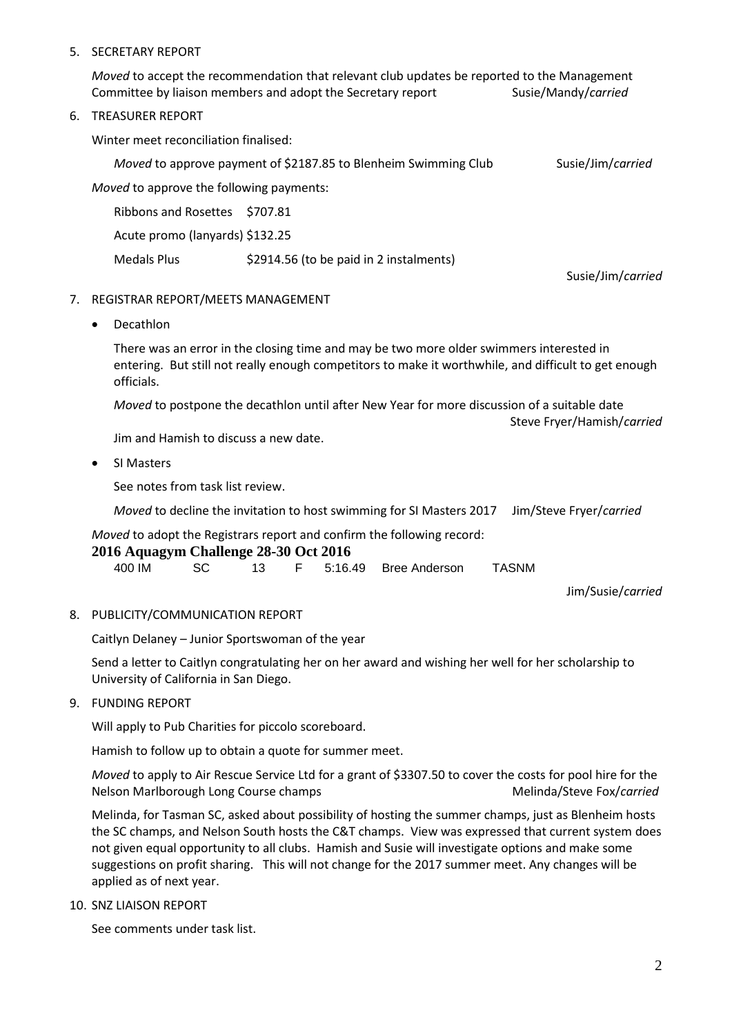5. SECRETARY REPORT

   *Moved* to accept the recommendation that relevant club updates be reported to the Management Committee by liaison members and adopt the Secretary report Susie/Mandy/*carried*

6. TREASURER REPORT

   Winter meet reconciliation finalised:

   *Moved* to approve payment of $2187.85 to Blenheim Swimming Club Susie/Jim/*carried*

   *Moved* to approve the following payments:

   Ribbons and Rosettes $707.81

   Acute promo (lanyards) $132.25

   Medals Plus $2914.56 (to be paid in 2 instalments)

   Susie/Jim/*carried*

7. REGISTRAR REPORT/MEETS MANAGEMENT

   - Decathlon

     There was an error in the closing time and may be two more older swimmers interested in entering. But still not really enough competitors to make it worthwhile, and difficult to get enough officials.

     *Moved* to postpone the decathlon until after New Year for more discussion of a suitable date Steve Fryer/Hamish/*carried*

     Jim and Hamish to discuss a new date.

   - SI Masters

     See notes from task list review.

     *Moved* to decline the invitation to host swimming for SI Masters 2017 Jim/Steve Fryer/*carried*

   *Moved* to adopt the Registrars report and confirm the following record:

   **2016 Aquagym Challenge 28-30 Oct 2016**

   | 400 IM | SC | 13 | F | 5:16.49 | Bree Anderson | TASNM |
   |---|---|---|---|---|---|---|

   Jim/Susie/*carried*

8. PUBLICITY/COMMUNICATION REPORT

   Caitlyn Delaney – Junior Sportswoman of the year

   Send a letter to Caitlyn congratulating her on her award and wishing her well for her scholarship to University of California in San Diego.

9. FUNDING REPORT

   Will apply to Pub Charities for piccolo scoreboard.

   Hamish to follow up to obtain a quote for summer meet.

   *Moved* to apply to Air Rescue Service Ltd for a grant of $3307.50 to cover the costs for pool hire for the Nelson Marlborough Long Course champs Melinda/Steve Fox/*carried*

   Melinda, for Tasman SC, asked about possibility of hosting the summer champs, just as Blenheim hosts the SC champs, and Nelson South hosts the C&T champs. View was expressed that current system does not given equal opportunity to all clubs. Hamish and Susie will investigate options and make some suggestions on profit sharing. This will not change for the 2017 summer meet. Any changes will be applied as of next year.

10. SNZ LIAISON REPORT

    See comments under task list.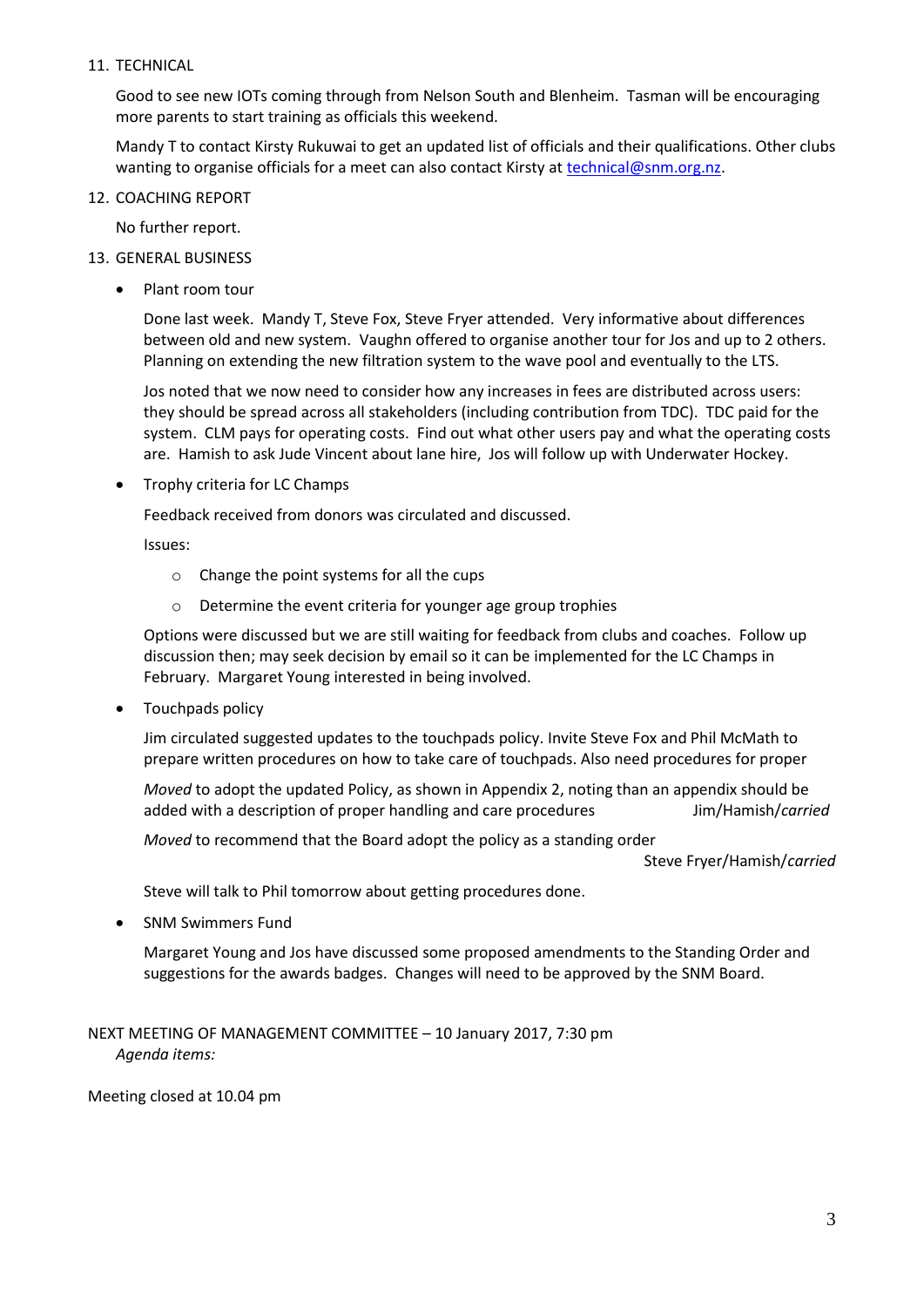11. TECHNICAL

    Good to see new IOTs coming through from Nelson South and Blenheim. Tasman will be encouraging more parents to start training as officials this weekend.

    Mandy T to contact Kirsty Rukuwai to get an updated list of officials and their qualifications. Other clubs wanting to organise officials for a meet can also contact Kirsty at [technical@snm.org.nz](mailto:technical@snm.org.nz).

12. COACHING REPORT

    No further report.

13. GENERAL BUSINESS

    - Plant room tour

      Done last week. Mandy T, Steve Fox, Steve Fryer attended. Very informative about differences between old and new system. Vaughn offered to organise another tour for Jos and up to 2 others. Planning on extending the new filtration system to the wave pool and eventually to the LTS.

      Jos noted that we now need to consider how any increases in fees are distributed across users: they should be spread across all stakeholders (including contribution from TDC). TDC paid for the system. CLM pays for operating costs. Find out what other users pay and what the operating costs are. Hamish to ask Jude Vincent about lane hire, Jos will follow up with Underwater Hockey.

    - Trophy criteria for LC Champs

      Feedback received from donors was circulated and discussed.

      Issues:

      - Change the point systems for all the cups
      - Determine the event criteria for younger age group trophies

      Options were discussed but we are still waiting for feedback from clubs and coaches. Follow up discussion then; may seek decision by email so it can be implemented for the LC Champs in February. Margaret Young interested in being involved.

    - Touchpads policy

      Jim circulated suggested updates to the touchpads policy. Invite Steve Fox and Phil McMath to prepare written procedures on how to take care of touchpads. Also need procedures for proper

      *Moved* to adopt the updated Policy, as shown in Appendix 2, noting than an appendix should be added with a description of proper handling and care procedures — Jim/Hamish/*carried*

      *Moved* to recommend that the Board adopt the policy as a standing order — Steve Fryer/Hamish/*carried*

      Steve will talk to Phil tomorrow about getting procedures done.

    - SNM Swimmers Fund

      Margaret Young and Jos have discussed some proposed amendments to the Standing Order and suggestions for the awards badges. Changes will need to be approved by the SNM Board.

NEXT MEETING OF MANAGEMENT COMMITTEE – 10 January 2017, 7:30 pm

*Agenda items:*

Meeting closed at 10.04 pm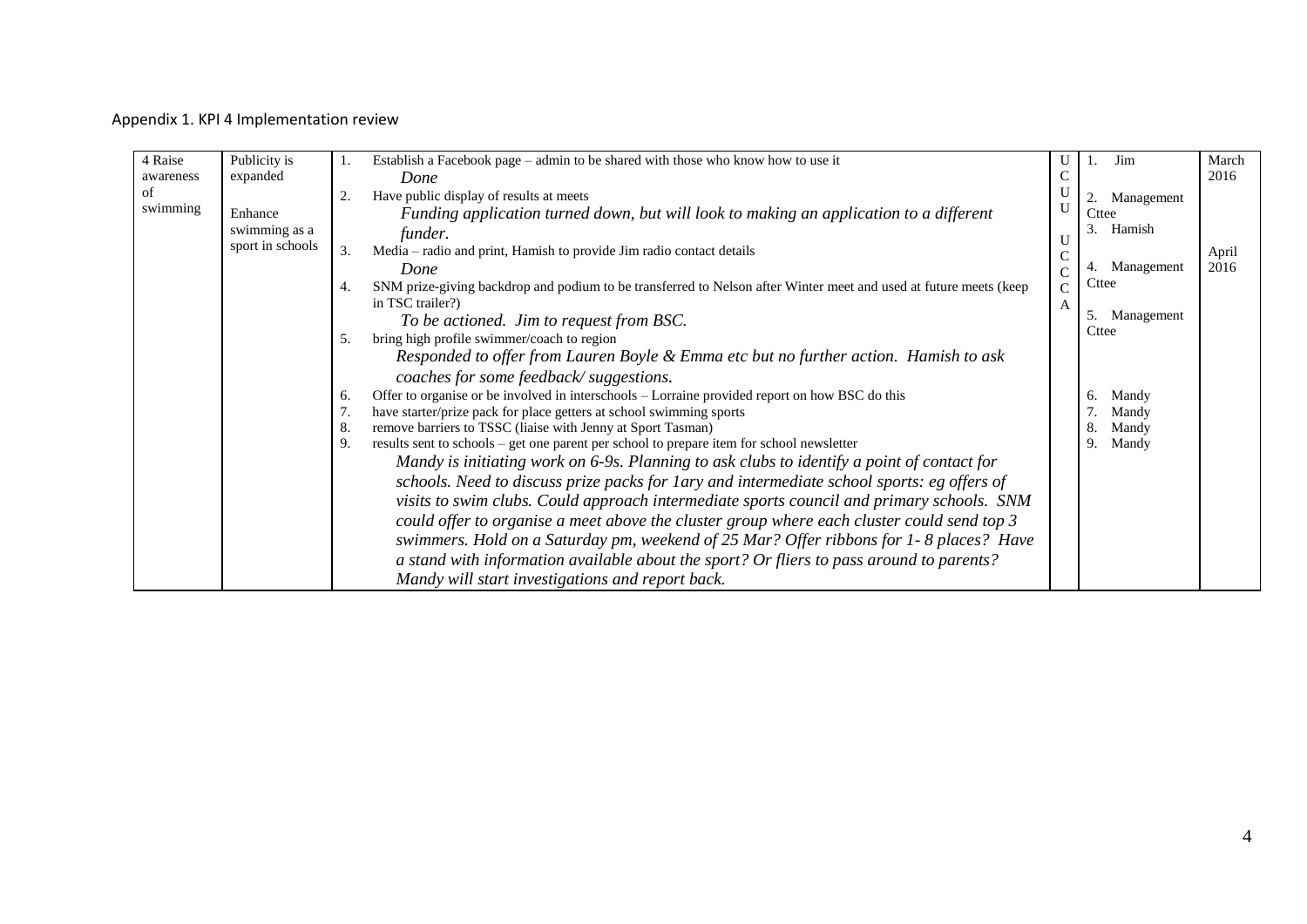Appendix 1. KPI 4 Implementation review

| | | | | | |
|---|---|---|---|---|---|
| 4 Raise awareness of swimming | Publicity is expanded<br><br>Enhance swimming as a sport in schools | 1. Establish a Facebook page – admin to be shared with those who know how to use it<br>*Done*<br>2. Have public display of results at meets<br>*Funding application turned down, but will look to making an application to a different funder.*<br>3. Media – radio and print, Hamish to provide Jim radio contact details<br>*Done*<br>4. SNM prize-giving backdrop and podium to be transferred to Nelson after Winter meet and used at future meets (keep in TSC trailer?)<br>*To be actioned. Jim to request from BSC.*<br>5. bring high profile swimmer/coach to region<br>*Responded to offer from Lauren Boyle & Emma etc but no further action. Hamish to ask coaches for some feedback/ suggestions.*<br>6. Offer to organise or be involved in interschools – Lorraine provided report on how BSC do this<br>7. have starter/prize pack for place getters at school swimming sports<br>8. remove barriers to TSSC (liaise with Jenny at Sport Tasman)<br>9. results sent to schools – get one parent per school to prepare item for school newsletter<br>*Mandy is initiating work on 6-9s. Planning to ask clubs to identify a point of contact for schools. Need to discuss prize packs for 1ary and intermediate school sports: eg offers of visits to swim clubs. Could approach intermediate sports council and primary schools. SNM could offer to organise a meet above the cluster group where each cluster could send top 3 swimmers. Hold on a Saturday pm, weekend of 25 Mar? Offer ribbons for 1- 8 places? Have a stand with information available about the sport? Or fliers to pass around to parents? Mandy will start investigations and report back.* | U<br>C<br>U<br>U<br>U<br>C<br>C<br>C<br>A | 1. Jim<br>2. Management Cttee<br>3. Hamish<br>4. Management Cttee<br>5. Management Cttee<br>6. Mandy<br>7. Mandy<br>8. Mandy<br>9. Mandy | March 2016<br><br>April 2016 |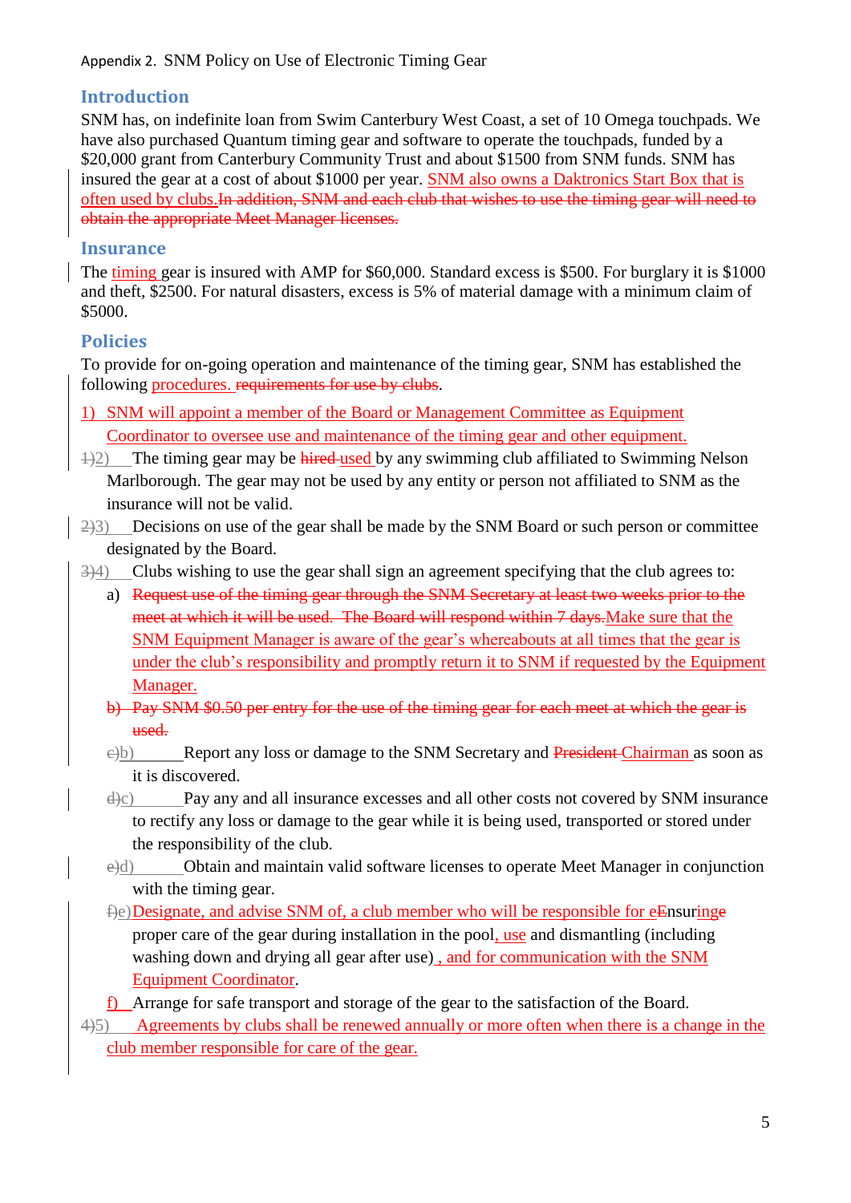Appendix 2. SNM Policy on Use of Electronic Timing Gear

## Introduction

SNM has, on indefinite loan from Swim Canterbury West Coast, a set of 10 Omega touchpads. We have also purchased Quantum timing gear and software to operate the touchpads, funded by a $20,000 grant from Canterbury Community Trust and about $1500 from SNM funds. SNM has insured the gear at a cost of about $1000 per year. SNM also owns a Daktronics Start Box that is often used by clubs.~~In addition, SNM and each club that wishes to use the timing gear will need to obtain the appropriate Meet Manager licenses.~~

## Insurance

The timing gear is insured with AMP for $60,000. Standard excess is $500. For burglary it is $1000 and theft, $2500. For natural disasters, excess is 5% of material damage with a minimum claim of $5000.

## Policies

To provide for on-going operation and maintenance of the timing gear, SNM has established the following procedures. ~~requirements for use by clubs~~.

1) SNM will appoint a member of the Board or Management Committee as Equipment Coordinator to oversee use and maintenance of the timing gear and other equipment.

~~1)~~2) The timing gear may be ~~hired~~ used by any swimming club affiliated to Swimming Nelson Marlborough. The gear may not be used by any entity or person not affiliated to SNM as the insurance will not be valid.

~~2)~~3) Decisions on use of the gear shall be made by the SNM Board or such person or committee designated by the Board.

~~3)~~4) Clubs wishing to use the gear shall sign an agreement specifying that the club agrees to:

   a) ~~Request use of the timing gear through the SNM Secretary at least two weeks prior to the meet at which it will be used. The Board will respond within 7 days.~~Make sure that the SNM Equipment Manager is aware of the gear's whereabouts at all times that the gear is under the club's responsibility and promptly return it to SNM if requested by the Equipment Manager.

   ~~b) Pay SNM $0.50 per entry for the use of the timing gear for each meet at which the gear is used.~~

   ~~c)~~b) Report any loss or damage to the SNM Secretary and ~~President~~ Chairman as soon as it is discovered.

   ~~d)~~c) Pay any and all insurance excesses and all other costs not covered by SNM insurance to rectify any loss or damage to the gear while it is being used, transported or stored under the responsibility of the club.

   ~~e)~~d) Obtain and maintain valid software licenses to operate Meet Manager in conjunction with the timing gear.

   ~~f)~~e) Designate, and advise SNM of, a club member who will be responsible for e~~E~~nsuring~~e~~ proper care of the gear during installation in the pool, use and dismantling (including washing down and drying all gear after use) , and for communication with the SNM Equipment Coordinator.

   f) Arrange for safe transport and storage of the gear to the satisfaction of the Board.

~~4)~~5) Agreements by clubs shall be renewed annually or more often when there is a change in the club member responsible for care of the gear.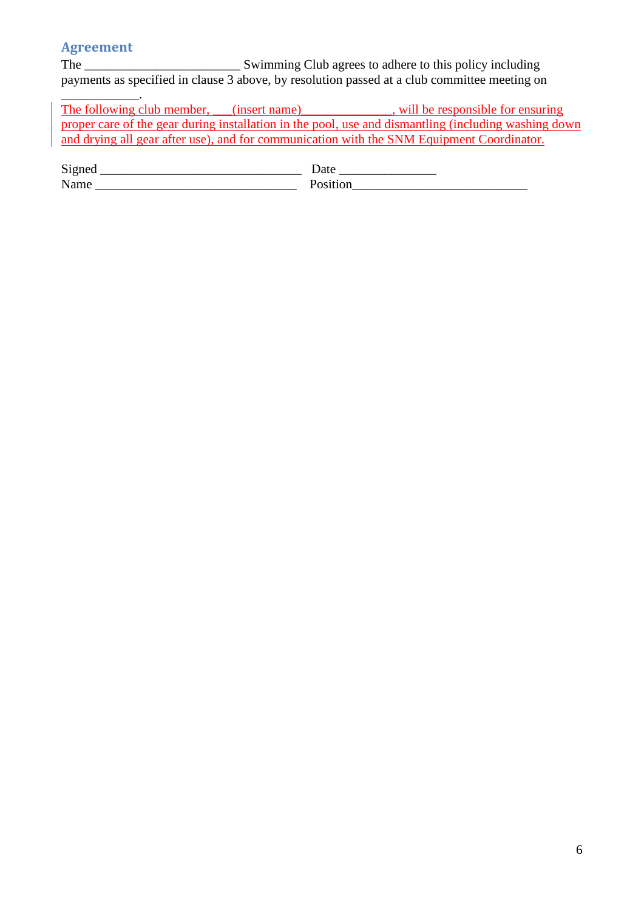## Agreement

The ________________________ Swimming Club agrees to adhere to this policy including payments as specified in clause 3 above, by resolution passed at a club committee meeting on ____________.

The following club member, ___(insert name)_____________, will be responsible for ensuring proper care of the gear during installation in the pool, use and dismantling (including washing down and drying all gear after use), and for communication with the SNM Equipment Coordinator.

Signed _______________________________ Date _______________

Name _______________________________ Position___________________________